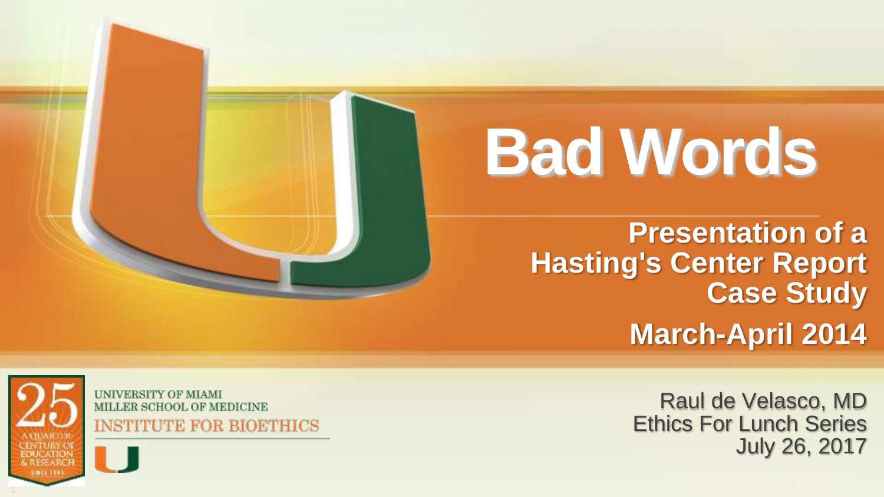# Bad Words

## Presentation of a Hasting's Center Report Case Study

## March-April 2014

UNIVERSITY OF MIAMI
MILLER SCHOOL OF MEDICINE
INSTITUTE FOR BIOETHICS

25 A QUARTER-CENTURY OF EDUCATION & RESEARCH

Raul de Velasco, MD
Ethics For Lunch Series
July 26, 2017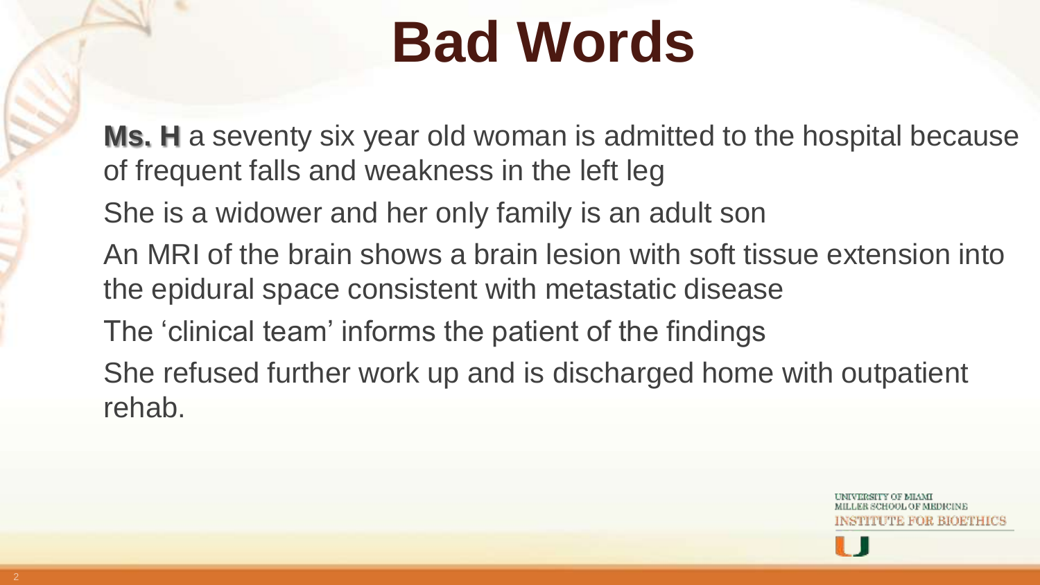# Bad Words

**Ms. H** a seventy six year old woman is admitted to the hospital because of frequent falls and weakness in the left leg

She is a widower and her only family is an adult son

An MRI of the brain shows a brain lesion with soft tissue extension into the epidural space consistent with metastatic disease

The 'clinical team' informs the patient of the findings

She refused further work up and is discharged home with outpatient rehab.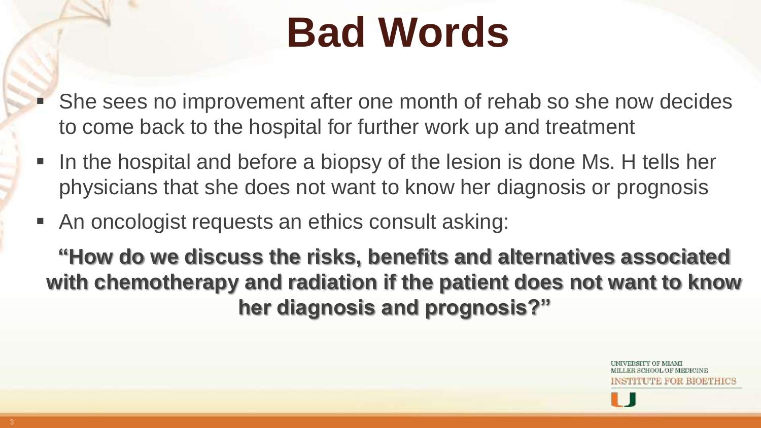# Bad Words

- She sees no improvement after one month of rehab so she now decides to come back to the hospital for further work up and treatment
- In the hospital and before a biopsy of the lesion is done Ms. H tells her physicians that she does not want to know her diagnosis or prognosis
- An oncologist requests an ethics consult asking:

**"How do we discuss the risks, benefits and alternatives associated with chemotherapy and radiation if the patient does not want to know her diagnosis and prognosis?"**

UNIVERSITY OF MIAMI
MILLER SCHOOL OF MEDICINE
INSTITUTE FOR BIOETHICS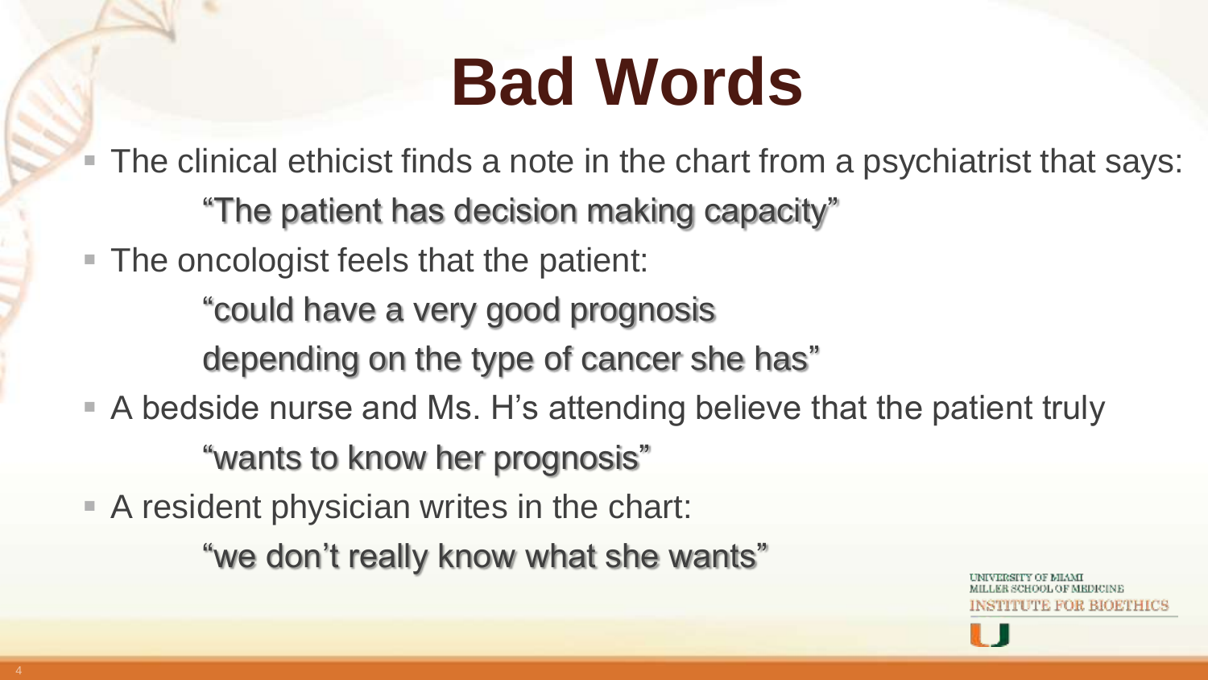# Bad Words

- The clinical ethicist finds a note in the chart from a psychiatrist that says:

  "The patient has decision making capacity"

- The oncologist feels that the patient:

  "could have a very good prognosis
  depending on the type of cancer she has"

- A bedside nurse and Ms. H's attending believe that the patient truly

  "wants to know her prognosis"

- A resident physician writes in the chart:

  "we don't really know what she wants"

UNIVERSITY OF MIAMI
MILLER SCHOOL OF MEDICINE
INSTITUTE FOR BIOETHICS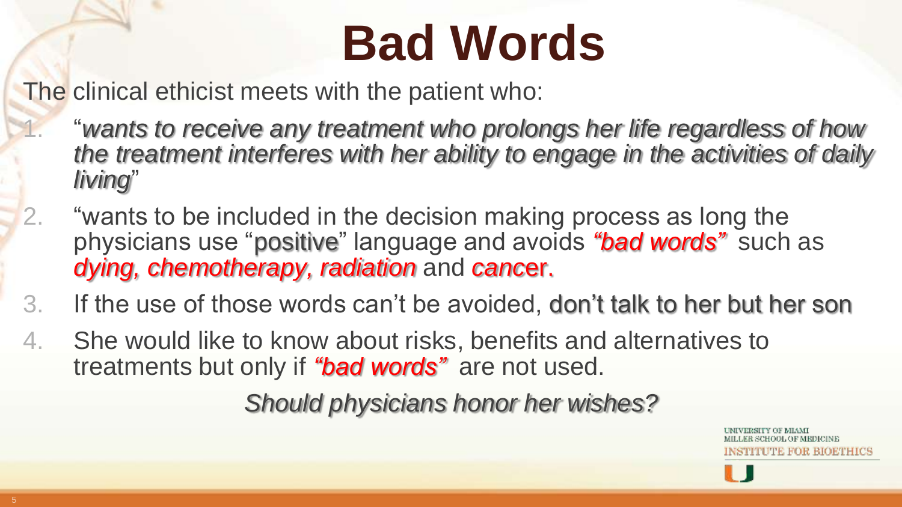# Bad Words

The clinical ethicist meets with the patient who:

1. "*wants to receive any treatment who prolongs her life regardless of how the treatment interferes with her ability to engage in the activities of daily living*"
2. "wants to be included in the decision making process as long the physicians use "positive" language and avoids ***"bad words"*** such as ***dying, chemotherapy, radiation*** and ***cancer***.
3. If the use of those words can't be avoided, don't talk to her but her son
4. She would like to know about risks, benefits and alternatives to treatments but only if ***"bad words"*** are not used.

*Should physicians honor her wishes?*

UNIVERSITY OF MIAMI
MILLER SCHOOL OF MEDICINE
INSTITUTE FOR BIOETHICS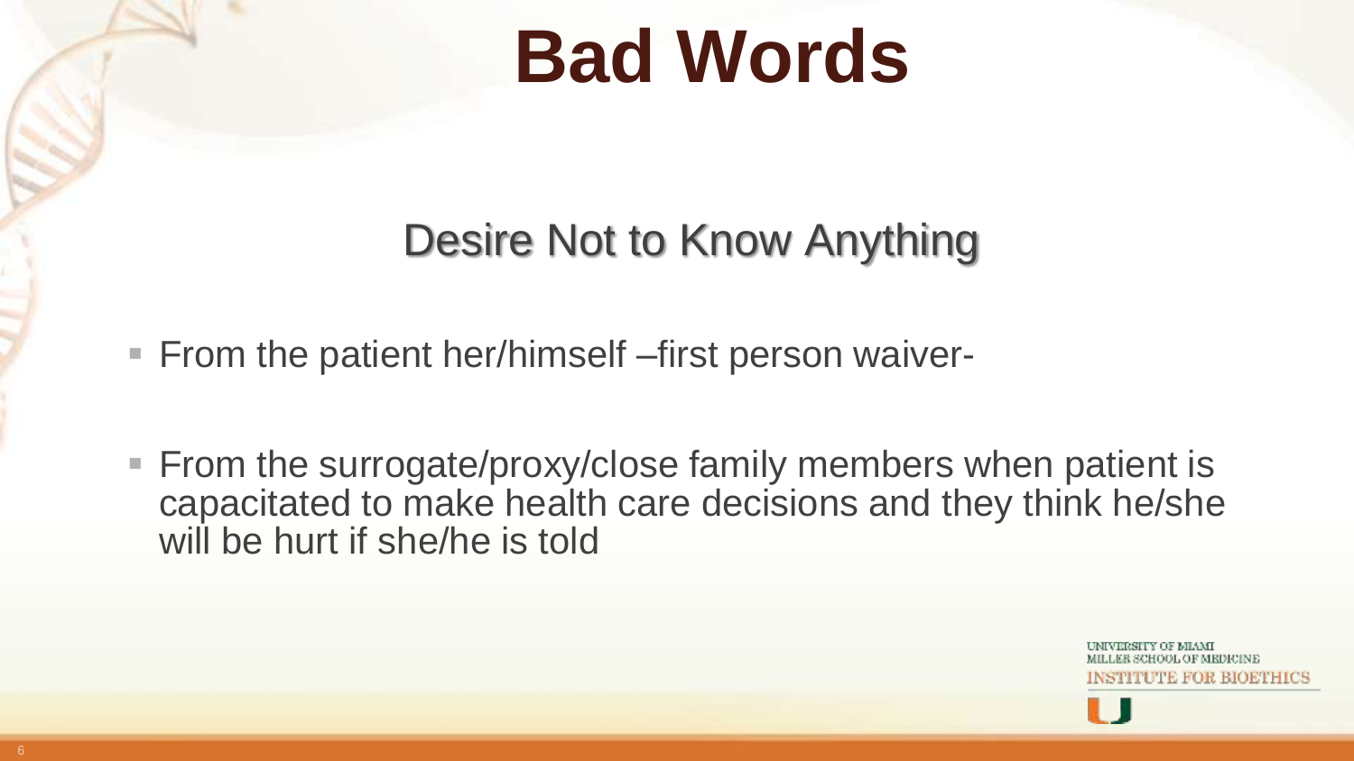# Bad Words

## Desire Not to Know Anything

- From the patient her/himself –first person waiver-
- From the surrogate/proxy/close family members when patient is capacitated to make health care decisions and they think he/she will be hurt if she/he is told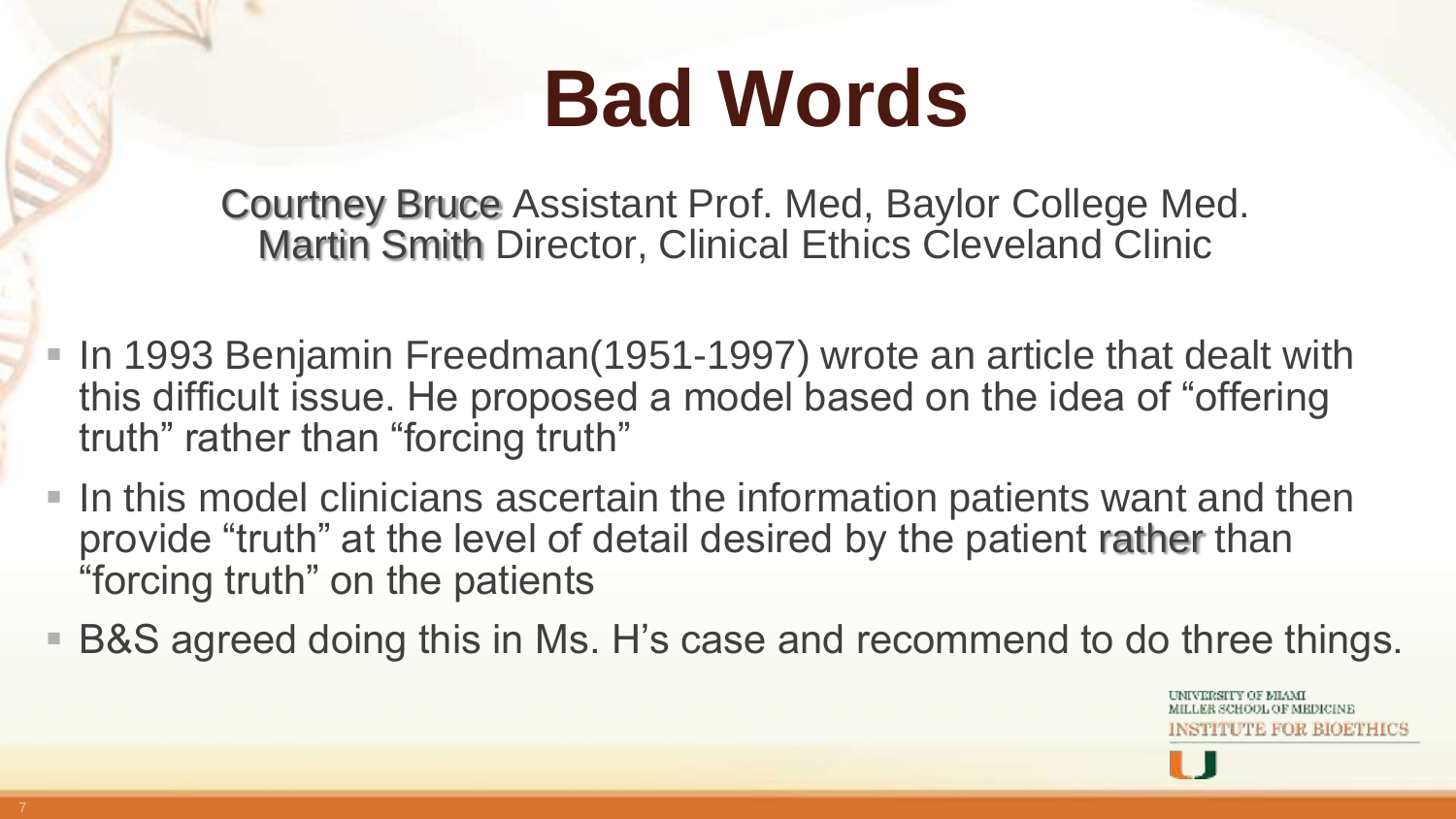# Bad Words

Courtney Bruce Assistant Prof. Med, Baylor College Med.
Martin Smith Director, Clinical Ethics Cleveland Clinic

- In 1993 Benjamin Freedman(1951-1997) wrote an article that dealt with this difficult issue. He proposed a model based on the idea of "offering truth" rather than "forcing truth"
- In this model clinicians ascertain the information patients want and then provide "truth" at the level of detail desired by the patient rather than "forcing truth" on the patients
- B&S agreed doing this in Ms. H's case and recommend to do three things.

UNIVERSITY OF MIAMI
MILLER SCHOOL OF MEDICINE
INSTITUTE FOR BIOETHICS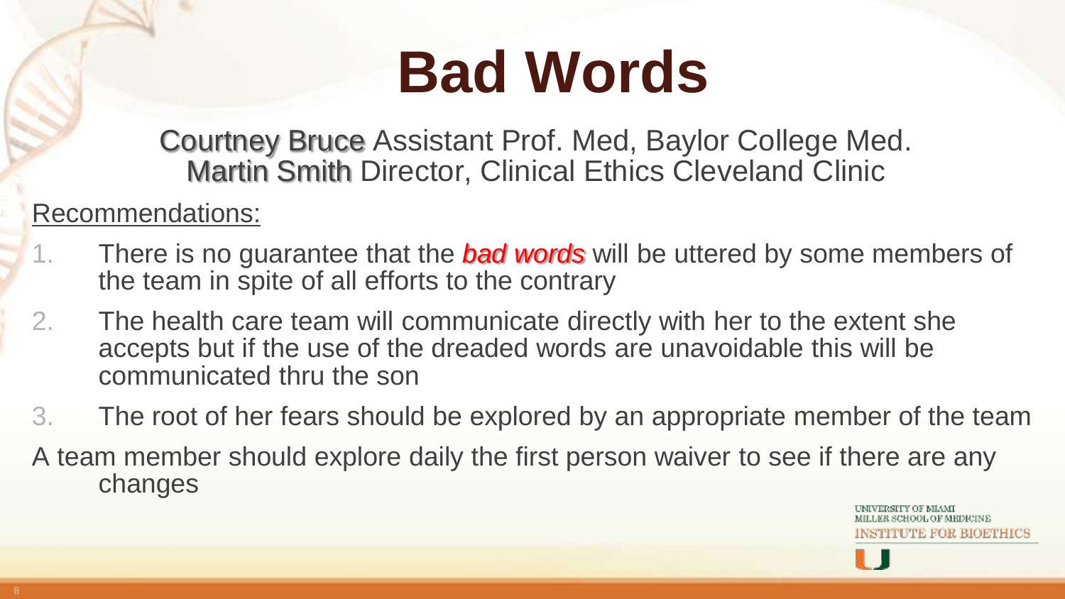# Bad Words

Courtney Bruce Assistant Prof. Med, Baylor College Med.
Martin Smith Director, Clinical Ethics Cleveland Clinic

Recommendations:

1. There is no guarantee that the ***bad words*** will be uttered by some members of the team in spite of all efforts to the contrary
2. The health care team will communicate directly with her to the extent she accepts but if the use of the dreaded words are unavoidable this will be communicated thru the son
3. The root of her fears should be explored by an appropriate member of the team

A team member should explore daily the first person waiver to see if there are any changes

UNIVERSITY OF MIAMI
MILLER SCHOOL OF MEDICINE
INSTITUTE FOR BIOETHICS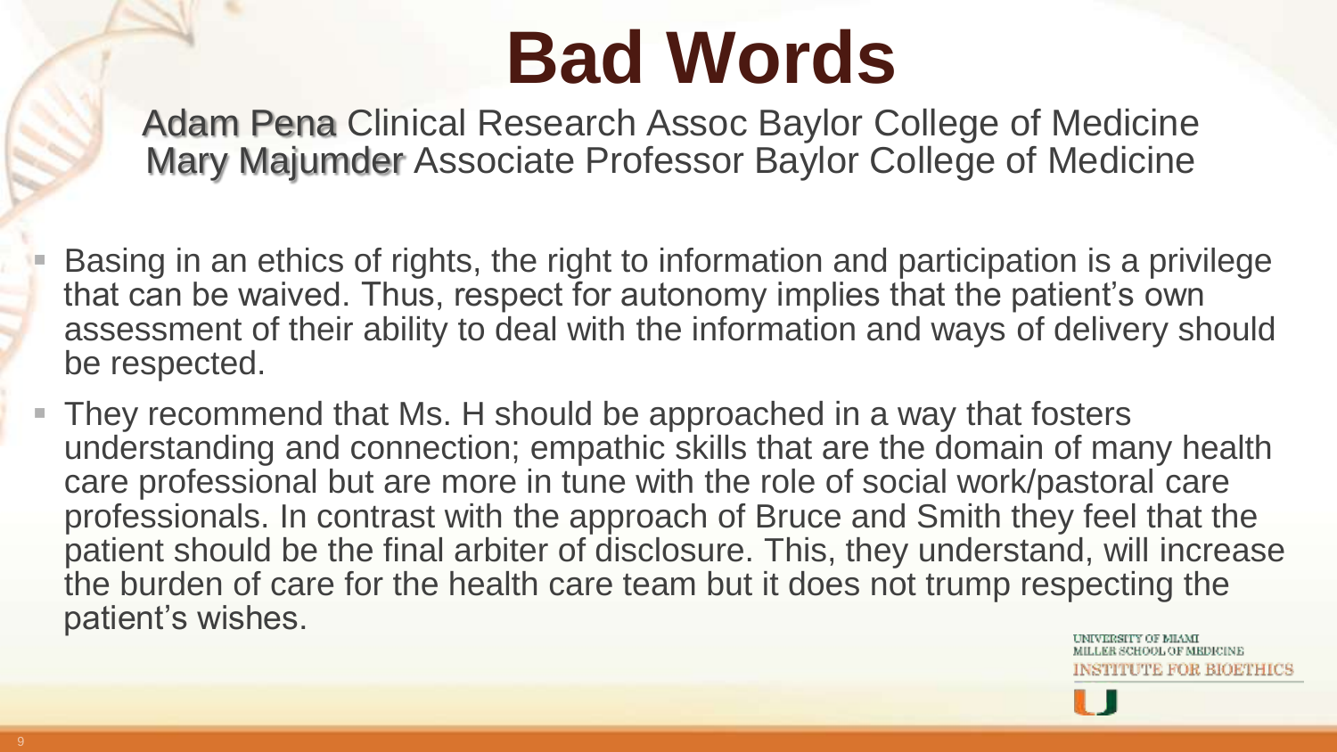# Bad Words

Adam Pena Clinical Research Assoc Baylor College of Medicine
Mary Majumder Associate Professor Baylor College of Medicine

- Basing in an ethics of rights, the right to information and participation is a privilege that can be waived. Thus, respect for autonomy implies that the patient's own assessment of their ability to deal with the information and ways of delivery should be respected.
- They recommend that Ms. H should be approached in a way that fosters understanding and connection; empathic skills that are the domain of many health care professional but are more in tune with the role of social work/pastoral care professionals. In contrast with the approach of Bruce and Smith they feel that the patient should be the final arbiter of disclosure. This, they understand, will increase the burden of care for the health care team but it does not trump respecting the patient's wishes.

UNIVERSITY OF MIAMI
MILLER SCHOOL OF MEDICINE
INSTITUTE FOR BIOETHICS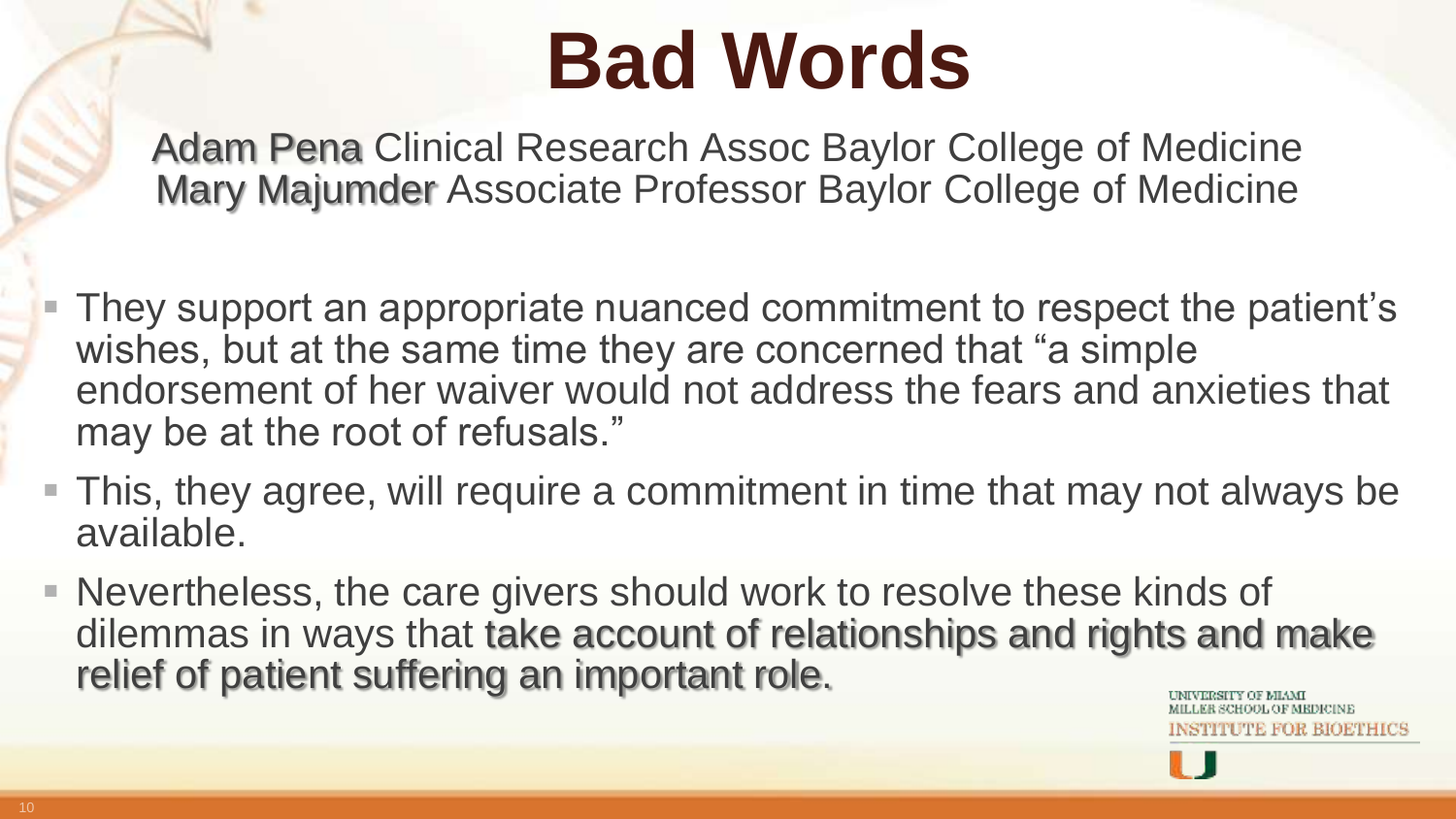# Bad Words

Adam Pena Clinical Research Assoc Baylor College of Medicine
Mary Majumder Associate Professor Baylor College of Medicine

- They support an appropriate nuanced commitment to respect the patient's wishes, but at the same time they are concerned that "a simple endorsement of her waiver would not address the fears and anxieties that may be at the root of refusals."
- This, they agree, will require a commitment in time that may not always be available.
- Nevertheless, the care givers should work to resolve these kinds of dilemmas in ways that take account of relationships and rights and make relief of patient suffering an important role.

UNIVERSITY OF MIAMI
MILLER SCHOOL OF MEDICINE
INSTITUTE FOR BIOETHICS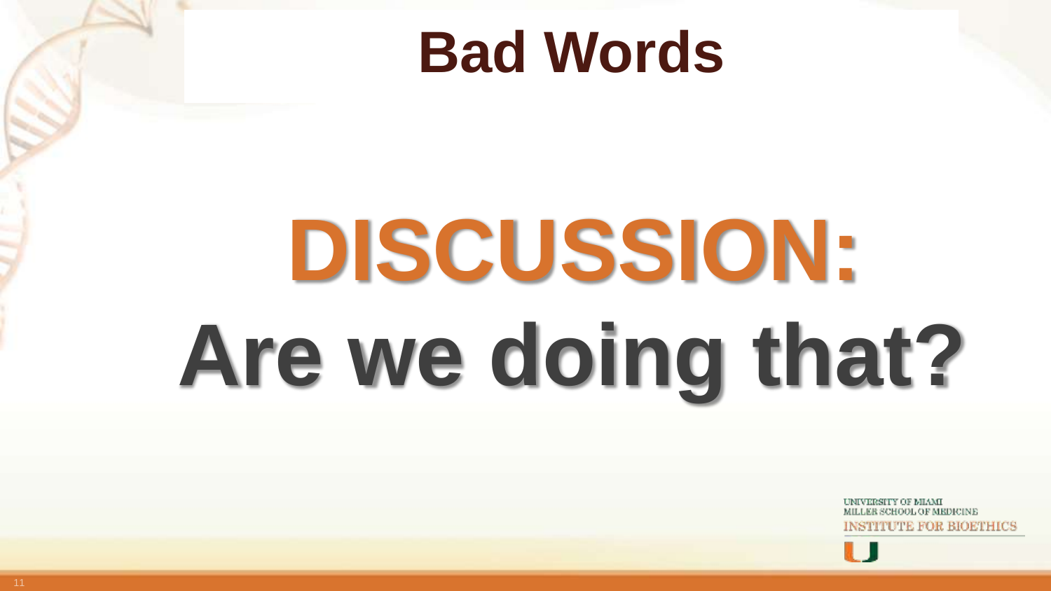# Bad Words

**DISCUSSION:**

**Are we doing that?**

UNIVERSITY OF MIAMI
MILLER SCHOOL OF MEDICINE
INSTITUTE FOR BIOETHICS